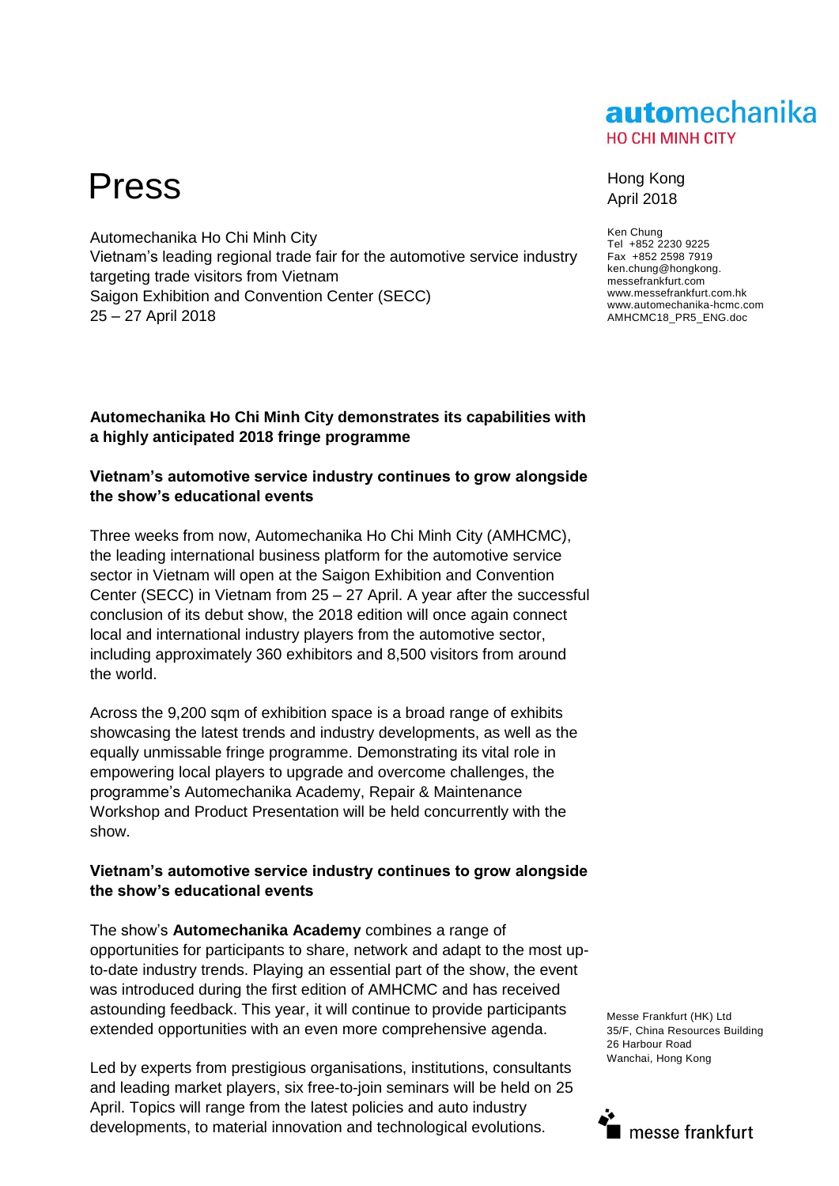automechanika
HO CHI MINH CITY

# Press

Hong Kong
April 2018

Automechanika Ho Chi Minh City
Vietnam's leading regional trade fair for the automotive service industry targeting trade visitors from Vietnam
Saigon Exhibition and Convention Center (SECC)
25 – 27 April 2018

Ken Chung
Tel +852 2230 9225
Fax +852 2598 7919
ken.chung@hongkong.messefrankfurt.com
www.messefrankfurt.com.hk
www.automechanika-hcmc.com
AMHCMC18_PR5_ENG.doc

**Automechanika Ho Chi Minh City demonstrates its capabilities with a highly anticipated 2018 fringe programme**

**Vietnam's automotive service industry continues to grow alongside the show's educational events**

Three weeks from now, Automechanika Ho Chi Minh City (AMHCMC), the leading international business platform for the automotive service sector in Vietnam will open at the Saigon Exhibition and Convention Center (SECC) in Vietnam from 25 – 27 April. A year after the successful conclusion of its debut show, the 2018 edition will once again connect local and international industry players from the automotive sector, including approximately 360 exhibitors and 8,500 visitors from around the world.

Across the 9,200 sqm of exhibition space is a broad range of exhibits showcasing the latest trends and industry developments, as well as the equally unmissable fringe programme. Demonstrating its vital role in empowering local players to upgrade and overcome challenges, the programme's Automechanika Academy, Repair & Maintenance Workshop and Product Presentation will be held concurrently with the show.

**Vietnam's automotive service industry continues to grow alongside the show's educational events**

The show's **Automechanika Academy** combines a range of opportunities for participants to share, network and adapt to the most up-to-date industry trends. Playing an essential part of the show, the event was introduced during the first edition of AMHCMC and has received astounding feedback. This year, it will continue to provide participants extended opportunities with an even more comprehensive agenda.

Led by experts from prestigious organisations, institutions, consultants and leading market players, six free-to-join seminars will be held on 25 April. Topics will range from the latest policies and auto industry developments, to material innovation and technological evolutions.

Messe Frankfurt (HK) Ltd
35/F, China Resources Building
26 Harbour Road
Wanchai, Hong Kong

messe frankfurt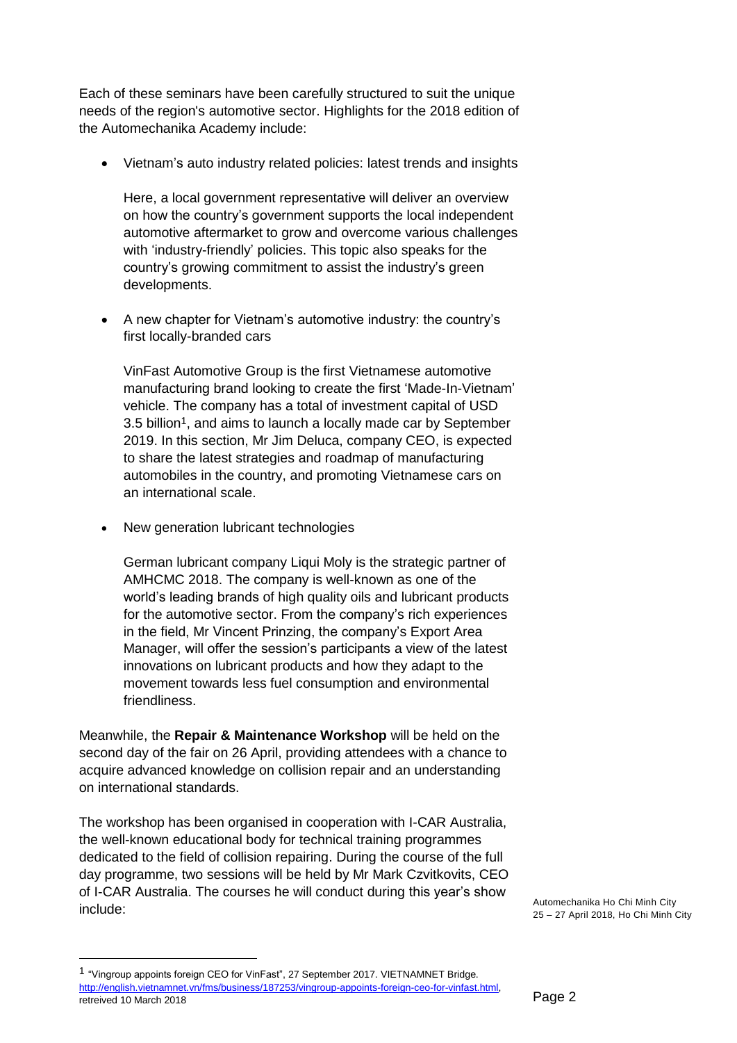Each of these seminars have been carefully structured to suit the unique needs of the region's automotive sector. Highlights for the 2018 edition of the Automechanika Academy include:

- Vietnam's auto industry related policies: latest trends and insights

  Here, a local government representative will deliver an overview on how the country's government supports the local independent automotive aftermarket to grow and overcome various challenges with 'industry-friendly' policies. This topic also speaks for the country's growing commitment to assist the industry's green developments.

- A new chapter for Vietnam's automotive industry: the country's first locally-branded cars

  VinFast Automotive Group is the first Vietnamese automotive manufacturing brand looking to create the first 'Made-In-Vietnam' vehicle. The company has a total of investment capital of USD 3.5 billion[1], and aims to launch a locally made car by September 2019. In this section, Mr Jim Deluca, company CEO, is expected to share the latest strategies and roadmap of manufacturing automobiles in the country, and promoting Vietnamese cars on an international scale.

- New generation lubricant technologies

  German lubricant company Liqui Moly is the strategic partner of AMHCMC 2018. The company is well-known as one of the world's leading brands of high quality oils and lubricant products for the automotive sector. From the company's rich experiences in the field, Mr Vincent Prinzing, the company's Export Area Manager, will offer the session's participants a view of the latest innovations on lubricant products and how they adapt to the movement towards less fuel consumption and environmental friendliness.

Meanwhile, the **Repair & Maintenance Workshop** will be held on the second day of the fair on 26 April, providing attendees with a chance to acquire advanced knowledge on collision repair and an understanding on international standards.

The workshop has been organised in cooperation with I-CAR Australia, the well-known educational body for technical training programmes dedicated to the field of collision repairing. During the course of the full day programme, two sessions will be held by Mr Mark Czvitkovits, CEO of I-CAR Australia. The courses he will conduct during this year's show include:

---

[1] "Vingroup appoints foreign CEO for VinFast", 27 September 2017. VIETNAMNET Bridge. http://english.vietnamnet.vn/fms/business/187253/vingroup-appoints-foreign-ceo-for-vinfast.html, retreived 10 March 2018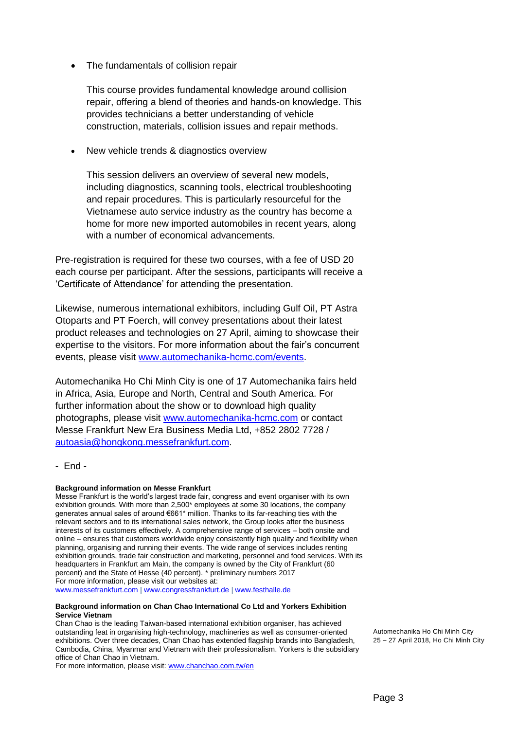- The fundamentals of collision repair

  This course provides fundamental knowledge around collision repair, offering a blend of theories and hands-on knowledge. This provides technicians a better understanding of vehicle construction, materials, collision issues and repair methods.

- New vehicle trends & diagnostics overview

  This session delivers an overview of several new models, including diagnostics, scanning tools, electrical troubleshooting and repair procedures. This is particularly resourceful for the Vietnamese auto service industry as the country has become a home for more new imported automobiles in recent years, along with a number of economical advancements.

Pre-registration is required for these two courses, with a fee of USD 20 each course per participant. After the sessions, participants will receive a 'Certificate of Attendance' for attending the presentation.

Likewise, numerous international exhibitors, including Gulf Oil, PT Astra Otoparts and PT Foerch, will convey presentations about their latest product releases and technologies on 27 April, aiming to showcase their expertise to the visitors. For more information about the fair's concurrent events, please visit www.automechanika-hcmc.com/events.

Automechanika Ho Chi Minh City is one of 17 Automechanika fairs held in Africa, Asia, Europe and North, Central and South America. For further information about the show or to download high quality photographs, please visit www.automechanika-hcmc.com or contact Messe Frankfurt New Era Business Media Ltd, +852 2802 7728 / autoasia@hongkong.messefrankfurt.com.

\- End -

**Background information on Messe Frankfurt**
Messe Frankfurt is the world's largest trade fair, congress and event organiser with its own exhibition grounds. With more than 2,500* employees at some 30 locations, the company generates annual sales of around €661* million. Thanks to its far-reaching ties with the relevant sectors and to its international sales network, the Group looks after the business interests of its customers effectively. A comprehensive range of services – both onsite and online – ensures that customers worldwide enjoy consistently high quality and flexibility when planning, organising and running their events. The wide range of services includes renting exhibition grounds, trade fair construction and marketing, personnel and food services. With its headquarters in Frankfurt am Main, the company is owned by the City of Frankfurt (60 percent) and the State of Hesse (40 percent). * preliminary numbers 2017
For more information, please visit our websites at:
www.messefrankfurt.com | www.congressfrankfurt.de | www.festhalle.de

**Background information on Chan Chao International Co Ltd and Yorkers Exhibition Service Vietnam**
Chan Chao is the leading Taiwan-based international exhibition organiser, has achieved outstanding feat in organising high-technology, machineries as well as consumer-oriented exhibitions. Over three decades, Chan Chao has extended flagship brands into Bangladesh, Cambodia, China, Myanmar and Vietnam with their professionalism. Yorkers is the subsidiary office of Chan Chao in Vietnam.
For more information, please visit: www.chanchao.com.tw/en

Automechanika Ho Chi Minh City
25 – 27 April 2018, Ho Chi Minh City